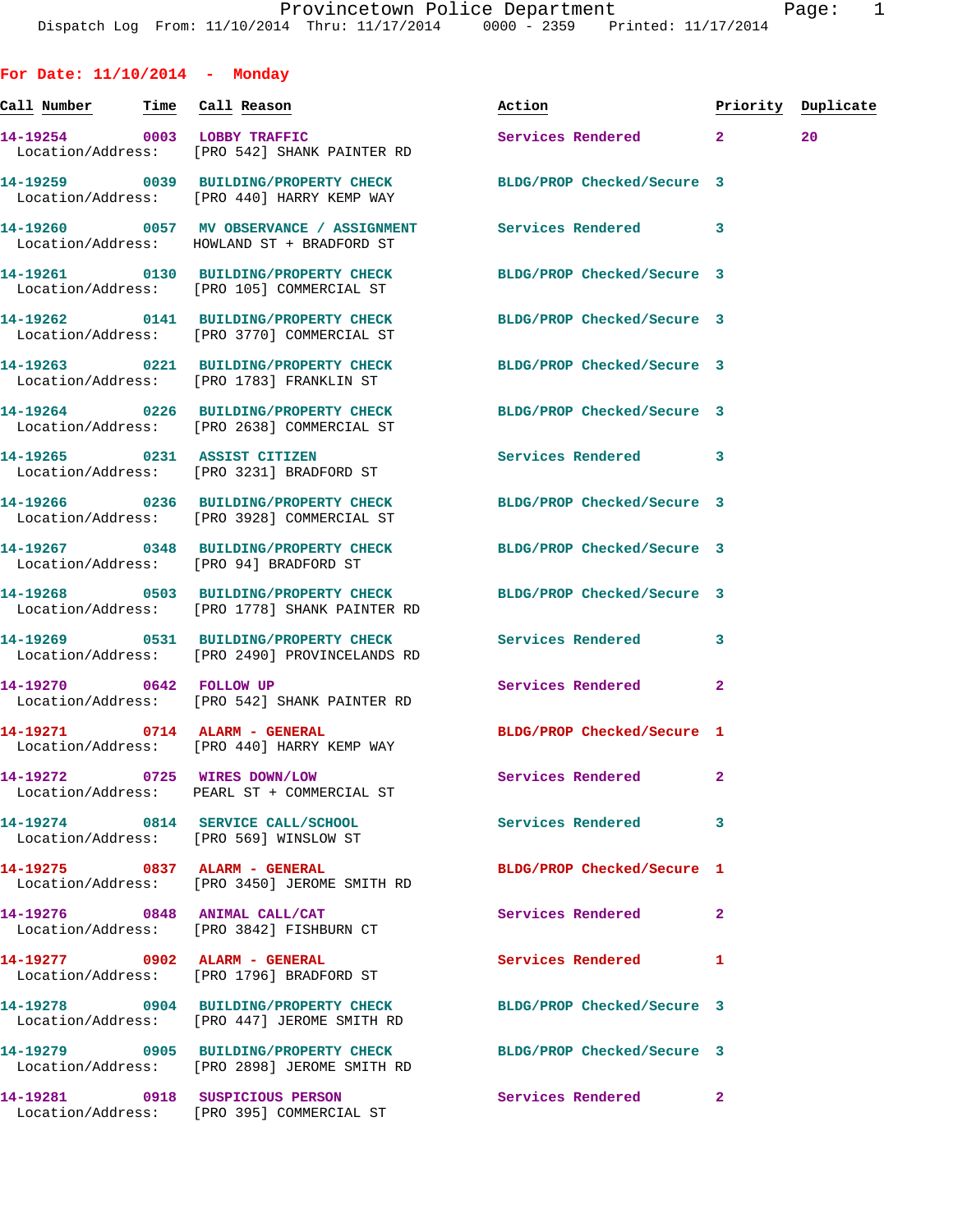Provincetown Police Department
Dispatch Log From: 11/10/2014 Thru: 11/17/2014 0000 - 2359 Printed: 11/17/2014

## For Date: 11/10/2014 - Monday

| Call Number | Time | Call Reason | Action | Priority | Duplicate |
|---|---|---|---|---|---|
| 14-19254 | 0003 | LOBBY TRAFFIC | Services Rendered | 2 | 20 |
| Location/Address: | | [PRO 542] SHANK PAINTER RD | | | |
| 14-19259 | 0039 | BUILDING/PROPERTY CHECK | BLDG/PROP Checked/Secure | 3 | |
| Location/Address: | | [PRO 440] HARRY KEMP WAY | | | |
| 14-19260 | 0057 | MV OBSERVANCE / ASSIGNMENT | Services Rendered | 3 | |
| Location/Address: | | HOWLAND ST + BRADFORD ST | | | |
| 14-19261 | 0130 | BUILDING/PROPERTY CHECK | BLDG/PROP Checked/Secure | 3 | |
| Location/Address: | | [PRO 105] COMMERCIAL ST | | | |
| 14-19262 | 0141 | BUILDING/PROPERTY CHECK | BLDG/PROP Checked/Secure | 3 | |
| Location/Address: | | [PRO 3770] COMMERCIAL ST | | | |
| 14-19263 | 0221 | BUILDING/PROPERTY CHECK | BLDG/PROP Checked/Secure | 3 | |
| Location/Address: | | [PRO 1783] FRANKLIN ST | | | |
| 14-19264 | 0226 | BUILDING/PROPERTY CHECK | BLDG/PROP Checked/Secure | 3 | |
| Location/Address: | | [PRO 2638] COMMERCIAL ST | | | |
| 14-19265 | 0231 | ASSIST CITIZEN | Services Rendered | 3 | |
| Location/Address: | | [PRO 3231] BRADFORD ST | | | |
| 14-19266 | 0236 | BUILDING/PROPERTY CHECK | BLDG/PROP Checked/Secure | 3 | |
| Location/Address: | | [PRO 3928] COMMERCIAL ST | | | |
| 14-19267 | 0348 | BUILDING/PROPERTY CHECK | BLDG/PROP Checked/Secure | 3 | |
| Location/Address: | | [PRO 94] BRADFORD ST | | | |
| 14-19268 | 0503 | BUILDING/PROPERTY CHECK | BLDG/PROP Checked/Secure | 3 | |
| Location/Address: | | [PRO 1778] SHANK PAINTER RD | | | |
| 14-19269 | 0531 | BUILDING/PROPERTY CHECK | Services Rendered | 3 | |
| Location/Address: | | [PRO 2490] PROVINCELANDS RD | | | |
| 14-19270 | 0642 | FOLLOW UP | Services Rendered | 2 | |
| Location/Address: | | [PRO 542] SHANK PAINTER RD | | | |
| 14-19271 | 0714 | ALARM - GENERAL | BLDG/PROP Checked/Secure | 1 | |
| Location/Address: | | [PRO 440] HARRY KEMP WAY | | | |
| 14-19272 | 0725 | WIRES DOWN/LOW | Services Rendered | 2 | |
| Location/Address: | | PEARL ST + COMMERCIAL ST | | | |
| 14-19274 | 0814 | SERVICE CALL/SCHOOL | Services Rendered | 3 | |
| Location/Address: | | [PRO 569] WINSLOW ST | | | |
| 14-19275 | 0837 | ALARM - GENERAL | BLDG/PROP Checked/Secure | 1 | |
| Location/Address: | | [PRO 3450] JEROME SMITH RD | | | |
| 14-19276 | 0848 | ANIMAL CALL/CAT | Services Rendered | 2 | |
| Location/Address: | | [PRO 3842] FISHBURN CT | | | |
| 14-19277 | 0902 | ALARM - GENERAL | Services Rendered | 1 | |
| Location/Address: | | [PRO 1796] BRADFORD ST | | | |
| 14-19278 | 0904 | BUILDING/PROPERTY CHECK | BLDG/PROP Checked/Secure | 3 | |
| Location/Address: | | [PRO 447] JEROME SMITH RD | | | |
| 14-19279 | 0905 | BUILDING/PROPERTY CHECK | BLDG/PROP Checked/Secure | 3 | |
| Location/Address: | | [PRO 2898] JEROME SMITH RD | | | |
| 14-19281 | 0918 | SUSPICIOUS PERSON | Services Rendered | 2 | |
| Location/Address: | | [PRO 395] COMMERCIAL ST | | | |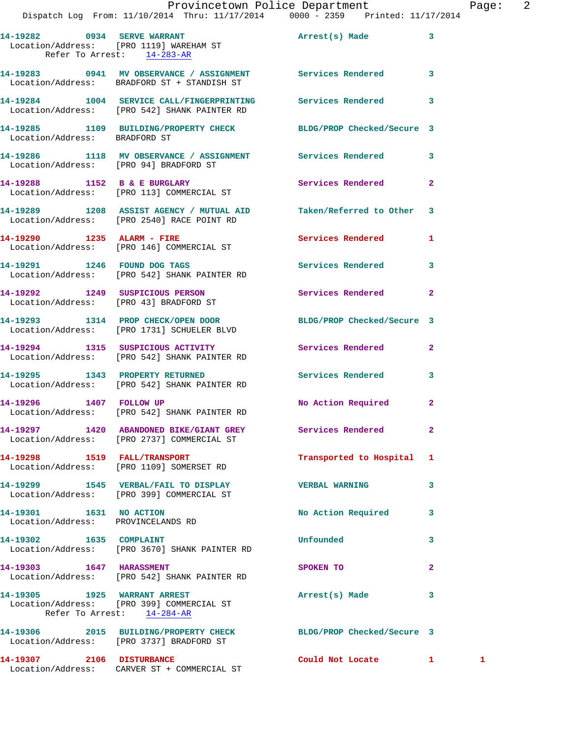14-19282 0934 SERVE WARRANT Arrest(s) Made 3
Location/Address: [PRO 1119] WAREHAM ST
Refer To Arrest: 14-283-AR

14-19283 0941 MV OBSERVANCE / ASSIGNMENT Services Rendered 3
Location/Address: BRADFORD ST + STANDISH ST

14-19284 1004 SERVICE CALL/FINGERPRINTING Services Rendered 3
Location/Address: [PRO 542] SHANK PAINTER RD

14-19285 1109 BUILDING/PROPERTY CHECK BLDG/PROP Checked/Secure 3
Location/Address: BRADFORD ST

14-19286 1118 MV OBSERVANCE / ASSIGNMENT Services Rendered 3
Location/Address: [PRO 94] BRADFORD ST

14-19288 1152 B & E BURGLARY Services Rendered 2
Location/Address: [PRO 113] COMMERCIAL ST

14-19289 1208 ASSIST AGENCY / MUTUAL AID Taken/Referred to Other 3
Location/Address: [PRO 2540] RACE POINT RD

14-19290 1235 ALARM - FIRE Services Rendered 1
Location/Address: [PRO 146] COMMERCIAL ST

14-19291 1246 FOUND DOG TAGS Services Rendered 3
Location/Address: [PRO 542] SHANK PAINTER RD

14-19292 1249 SUSPICIOUS PERSON Services Rendered 2
Location/Address: [PRO 43] BRADFORD ST

14-19293 1314 PROP CHECK/OPEN DOOR BLDG/PROP Checked/Secure 3
Location/Address: [PRO 1731] SCHUELER BLVD

14-19294 1315 SUSPICIOUS ACTIVITY Services Rendered 2
Location/Address: [PRO 542] SHANK PAINTER RD

14-19295 1343 PROPERTY RETURNED Services Rendered 3
Location/Address: [PRO 542] SHANK PAINTER RD

14-19296 1407 FOLLOW UP No Action Required 2
Location/Address: [PRO 542] SHANK PAINTER RD

14-19297 1420 ABANDONED BIKE/GIANT GREY Services Rendered 2
Location/Address: [PRO 2737] COMMERCIAL ST

14-19298 1519 FALL/TRANSPORT Transported to Hospital 1
Location/Address: [PRO 1109] SOMERSET RD

14-19299 1545 VERBAL/FAIL TO DISPLAY VERBAL WARNING 3
Location/Address: [PRO 399] COMMERCIAL ST

14-19301 1631 NO ACTION No Action Required 3
Location/Address: PROVINCELANDS RD

14-19302 1635 COMPLAINT Unfounded 3
Location/Address: [PRO 3670] SHANK PAINTER RD

14-19303 1647 HARASSMENT SPOKEN TO 2
Location/Address: [PRO 542] SHANK PAINTER RD

14-19305 1925 WARRANT ARREST Arrest(s) Made 3
Location/Address: [PRO 399] COMMERCIAL ST
Refer To Arrest: 14-284-AR

14-19306 2015 BUILDING/PROPERTY CHECK BLDG/PROP Checked/Secure 3
Location/Address: [PRO 3737] BRADFORD ST

14-19307 2106 DISTURBANCE Could Not Locate 1 1
Location/Address: CARVER ST + COMMERCIAL ST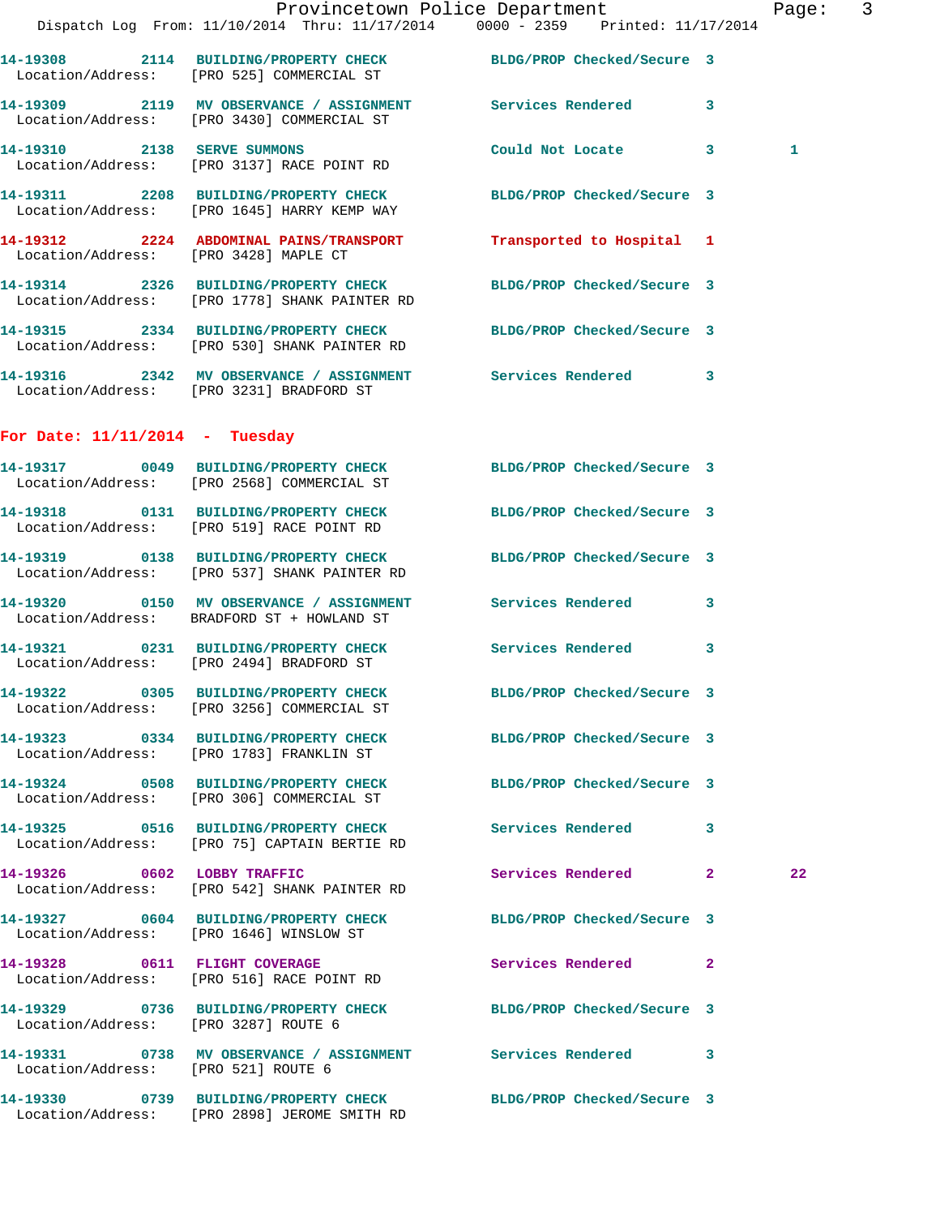14-19308 2114 BUILDING/PROPERTY CHECK BLDG/PROP Checked/Secure 3
Location/Address: [PRO 525] COMMERCIAL ST

14-19309 2119 MV OBSERVANCE / ASSIGNMENT Services Rendered 3
Location/Address: [PRO 3430] COMMERCIAL ST

14-19310 2138 SERVE SUMMONS Could Not Locate 3 1
Location/Address: [PRO 3137] RACE POINT RD

14-19311 2208 BUILDING/PROPERTY CHECK BLDG/PROP Checked/Secure 3
Location/Address: [PRO 1645] HARRY KEMP WAY

14-19312 2224 ABDOMINAL PAINS/TRANSPORT Transported to Hospital 1
Location/Address: [PRO 3428] MAPLE CT

14-19314 2326 BUILDING/PROPERTY CHECK BLDG/PROP Checked/Secure 3
Location/Address: [PRO 1778] SHANK PAINTER RD

14-19315 2334 BUILDING/PROPERTY CHECK BLDG/PROP Checked/Secure 3
Location/Address: [PRO 530] SHANK PAINTER RD

14-19316 2342 MV OBSERVANCE / ASSIGNMENT Services Rendered 3
Location/Address: [PRO 3231] BRADFORD ST

**For Date: 11/11/2014 - Tuesday**

14-19317 0049 BUILDING/PROPERTY CHECK BLDG/PROP Checked/Secure 3
Location/Address: [PRO 2568] COMMERCIAL ST

14-19318 0131 BUILDING/PROPERTY CHECK BLDG/PROP Checked/Secure 3
Location/Address: [PRO 519] RACE POINT RD

14-19319 0138 BUILDING/PROPERTY CHECK BLDG/PROP Checked/Secure 3
Location/Address: [PRO 537] SHANK PAINTER RD

14-19320 0150 MV OBSERVANCE / ASSIGNMENT Services Rendered 3
Location/Address: BRADFORD ST + HOWLAND ST

14-19321 0231 BUILDING/PROPERTY CHECK Services Rendered 3
Location/Address: [PRO 2494] BRADFORD ST

14-19322 0305 BUILDING/PROPERTY CHECK BLDG/PROP Checked/Secure 3
Location/Address: [PRO 3256] COMMERCIAL ST

14-19323 0334 BUILDING/PROPERTY CHECK BLDG/PROP Checked/Secure 3
Location/Address: [PRO 1783] FRANKLIN ST

14-19324 0508 BUILDING/PROPERTY CHECK BLDG/PROP Checked/Secure 3
Location/Address: [PRO 306] COMMERCIAL ST

14-19325 0516 BUILDING/PROPERTY CHECK Services Rendered 3
Location/Address: [PRO 75] CAPTAIN BERTIE RD

14-19326 0602 LOBBY TRAFFIC Services Rendered 2 22
Location/Address: [PRO 542] SHANK PAINTER RD

14-19327 0604 BUILDING/PROPERTY CHECK BLDG/PROP Checked/Secure 3
Location/Address: [PRO 1646] WINSLOW ST

14-19328 0611 FLIGHT COVERAGE Services Rendered 2
Location/Address: [PRO 516] RACE POINT RD

14-19329 0736 BUILDING/PROPERTY CHECK BLDG/PROP Checked/Secure 3
Location/Address: [PRO 3287] ROUTE 6

14-19331 0738 MV OBSERVANCE / ASSIGNMENT Services Rendered 3
Location/Address: [PRO 521] ROUTE 6

14-19330 0739 BUILDING/PROPERTY CHECK BLDG/PROP Checked/Secure 3
Location/Address: [PRO 2898] JEROME SMITH RD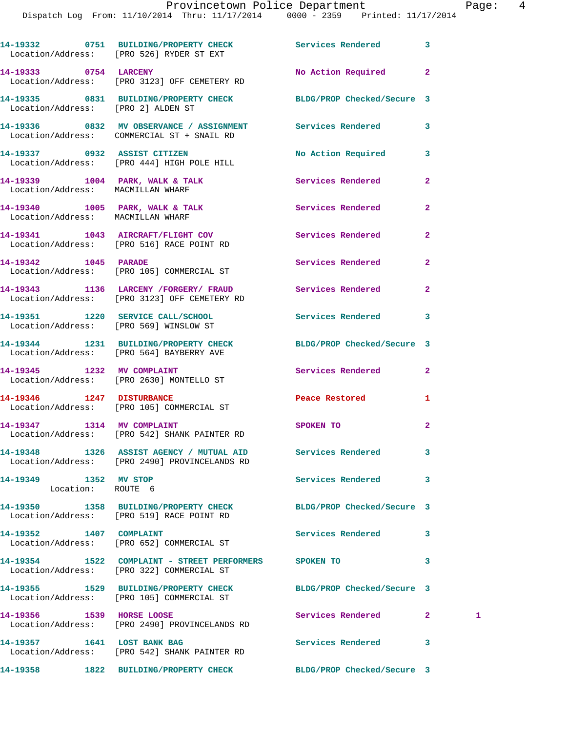14-19332 0751 BUILDING/PROPERTY CHECK Services Rendered 3
Location/Address: [PRO 526] RYDER ST EXT

14-19333 0754 LARCENY No Action Required 2
Location/Address: [PRO 3123] OFF CEMETERY RD

14-19335 0831 BUILDING/PROPERTY CHECK BLDG/PROP Checked/Secure 3
Location/Address: [PRO 2] ALDEN ST

14-19336 0832 MV OBSERVANCE / ASSIGNMENT Services Rendered 3
Location/Address: COMMERCIAL ST + SNAIL RD

14-19337 0932 ASSIST CITIZEN No Action Required 3
Location/Address: [PRO 444] HIGH POLE HILL

14-19339 1004 PARK, WALK & TALK Services Rendered 2
Location/Address: MACMILLAN WHARF

14-19340 1005 PARK, WALK & TALK Services Rendered 2
Location/Address: MACMILLAN WHARF

14-19341 1043 AIRCRAFT/FLIGHT COV Services Rendered 2
Location/Address: [PRO 516] RACE POINT RD

14-19342 1045 PARADE Services Rendered 2
Location/Address: [PRO 105] COMMERCIAL ST

14-19343 1136 LARCENY /FORGERY/ FRAUD Services Rendered 2
Location/Address: [PRO 3123] OFF CEMETERY RD

14-19351 1220 SERVICE CALL/SCHOOL Services Rendered 3
Location/Address: [PRO 569] WINSLOW ST

14-19344 1231 BUILDING/PROPERTY CHECK BLDG/PROP Checked/Secure 3
Location/Address: [PRO 564] BAYBERRY AVE

14-19345 1232 MV COMPLAINT Services Rendered 2
Location/Address: [PRO 2630] MONTELLO ST

14-19346 1247 DISTURBANCE Peace Restored 1
Location/Address: [PRO 105] COMMERCIAL ST

14-19347 1314 MV COMPLAINT SPOKEN TO 2
Location/Address: [PRO 542] SHANK PAINTER RD

14-19348 1326 ASSIST AGENCY / MUTUAL AID Services Rendered 3
Location/Address: [PRO 2490] PROVINCELANDS RD

14-19349 1352 MV STOP Services Rendered 3
Location: ROUTE 6

14-19350 1358 BUILDING/PROPERTY CHECK BLDG/PROP Checked/Secure 3
Location/Address: [PRO 519] RACE POINT RD

14-19352 1407 COMPLAINT Services Rendered 3
Location/Address: [PRO 652] COMMERCIAL ST

14-19354 1522 COMPLAINT - STREET PERFORMERS SPOKEN TO 3
Location/Address: [PRO 322] COMMERCIAL ST

14-19355 1529 BUILDING/PROPERTY CHECK BLDG/PROP Checked/Secure 3
Location/Address: [PRO 105] COMMERCIAL ST

14-19356 1539 HORSE LOOSE Services Rendered 2 1
Location/Address: [PRO 2490] PROVINCELANDS RD

14-19357 1641 LOST BANK BAG Services Rendered 3
Location/Address: [PRO 542] SHANK PAINTER RD

14-19358 1822 BUILDING/PROPERTY CHECK BLDG/PROP Checked/Secure 3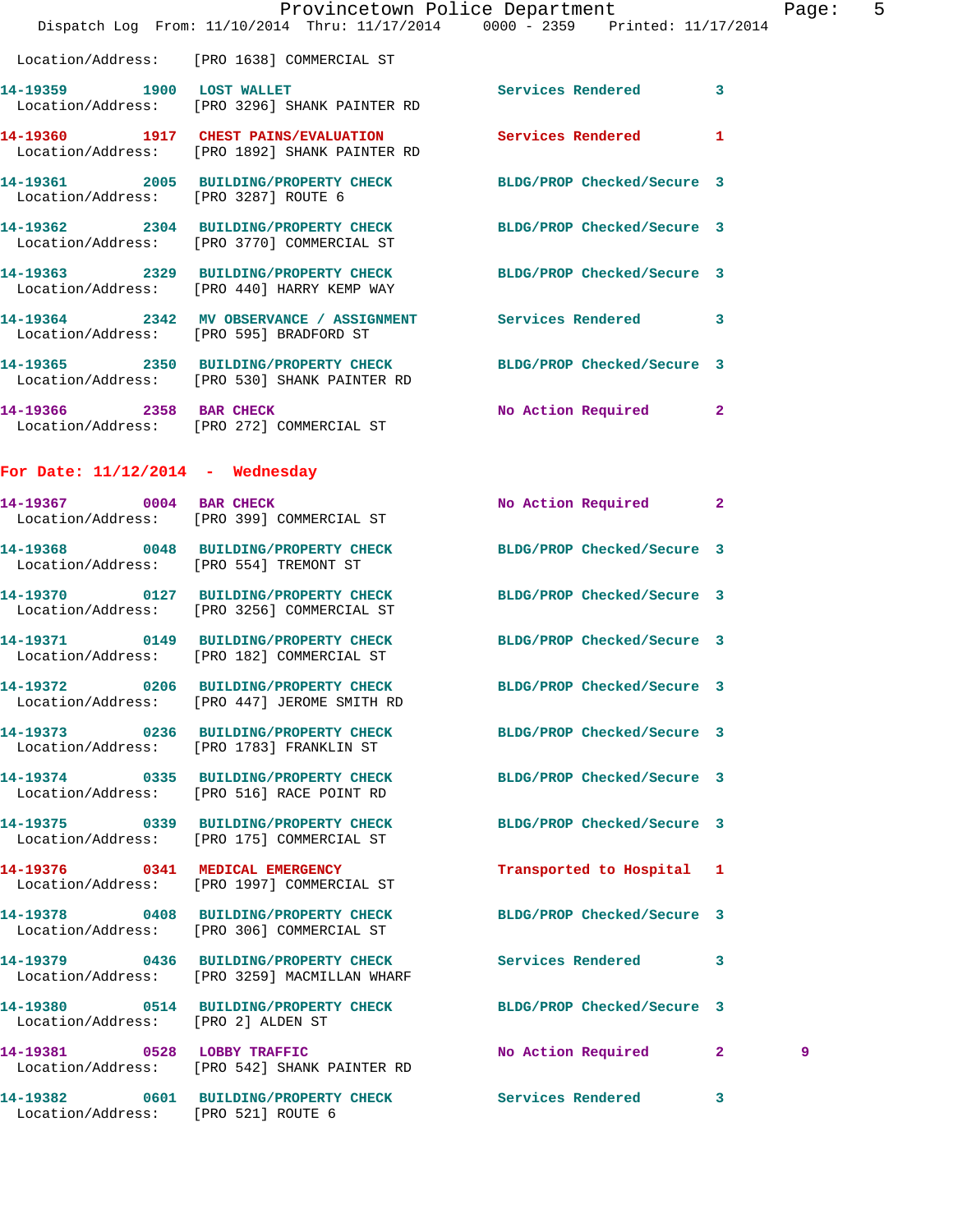Location/Address: [PRO 1638] COMMERCIAL ST

| Call # | Time | Call Reason | Action | Priority | |
|---|---|---|---|---|---|
| 14-19359 | 1900 | LOST WALLET | Services Rendered | 3 | |
| | | Location/Address: [PRO 3296] SHANK PAINTER RD | | | |
| 14-19360 | 1917 | CHEST PAINS/EVALUATION | Services Rendered | 1 | |
| | | Location/Address: [PRO 1892] SHANK PAINTER RD | | | |
| 14-19361 | 2005 | BUILDING/PROPERTY CHECK | BLDG/PROP Checked/Secure | 3 | |
| | | Location/Address: [PRO 3287] ROUTE 6 | | | |
| 14-19362 | 2304 | BUILDING/PROPERTY CHECK | BLDG/PROP Checked/Secure | 3 | |
| | | Location/Address: [PRO 3770] COMMERCIAL ST | | | |
| 14-19363 | 2329 | BUILDING/PROPERTY CHECK | BLDG/PROP Checked/Secure | 3 | |
| | | Location/Address: [PRO 440] HARRY KEMP WAY | | | |
| 14-19364 | 2342 | MV OBSERVANCE / ASSIGNMENT | Services Rendered | 3 | |
| | | Location/Address: [PRO 595] BRADFORD ST | | | |
| 14-19365 | 2350 | BUILDING/PROPERTY CHECK | BLDG/PROP Checked/Secure | 3 | |
| | | Location/Address: [PRO 530] SHANK PAINTER RD | | | |
| 14-19366 | 2358 | BAR CHECK | No Action Required | 2 | |
| | | Location/Address: [PRO 272] COMMERCIAL ST | | | |

## For Date: 11/12/2014 - Wednesday

| Call # | Time | Call Reason | Action | Priority | |
|---|---|---|---|---|---|
| 14-19367 | 0004 | BAR CHECK | No Action Required | 2 | |
| | | Location/Address: [PRO 399] COMMERCIAL ST | | | |
| 14-19368 | 0048 | BUILDING/PROPERTY CHECK | BLDG/PROP Checked/Secure | 3 | |
| | | Location/Address: [PRO 554] TREMONT ST | | | |
| 14-19370 | 0127 | BUILDING/PROPERTY CHECK | BLDG/PROP Checked/Secure | 3 | |
| | | Location/Address: [PRO 3256] COMMERCIAL ST | | | |
| 14-19371 | 0149 | BUILDING/PROPERTY CHECK | BLDG/PROP Checked/Secure | 3 | |
| | | Location/Address: [PRO 182] COMMERCIAL ST | | | |
| 14-19372 | 0206 | BUILDING/PROPERTY CHECK | BLDG/PROP Checked/Secure | 3 | |
| | | Location/Address: [PRO 447] JEROME SMITH RD | | | |
| 14-19373 | 0236 | BUILDING/PROPERTY CHECK | BLDG/PROP Checked/Secure | 3 | |
| | | Location/Address: [PRO 1783] FRANKLIN ST | | | |
| 14-19374 | 0335 | BUILDING/PROPERTY CHECK | BLDG/PROP Checked/Secure | 3 | |
| | | Location/Address: [PRO 516] RACE POINT RD | | | |
| 14-19375 | 0339 | BUILDING/PROPERTY CHECK | BLDG/PROP Checked/Secure | 3 | |
| | | Location/Address: [PRO 175] COMMERCIAL ST | | | |
| 14-19376 | 0341 | MEDICAL EMERGENCY | Transported to Hospital | 1 | |
| | | Location/Address: [PRO 1997] COMMERCIAL ST | | | |
| 14-19378 | 0408 | BUILDING/PROPERTY CHECK | BLDG/PROP Checked/Secure | 3 | |
| | | Location/Address: [PRO 306] COMMERCIAL ST | | | |
| 14-19379 | 0436 | BUILDING/PROPERTY CHECK | Services Rendered | 3 | |
| | | Location/Address: [PRO 3259] MACMILLAN WHARF | | | |
| 14-19380 | 0514 | BUILDING/PROPERTY CHECK | BLDG/PROP Checked/Secure | 3 | |
| | | Location/Address: [PRO 2] ALDEN ST | | | |
| 14-19381 | 0528 | LOBBY TRAFFIC | No Action Required | 2 | 9 |
| | | Location/Address: [PRO 542] SHANK PAINTER RD | | | |
| 14-19382 | 0601 | BUILDING/PROPERTY CHECK | Services Rendered | 3 | |
| | | Location/Address: [PRO 521] ROUTE 6 | | | |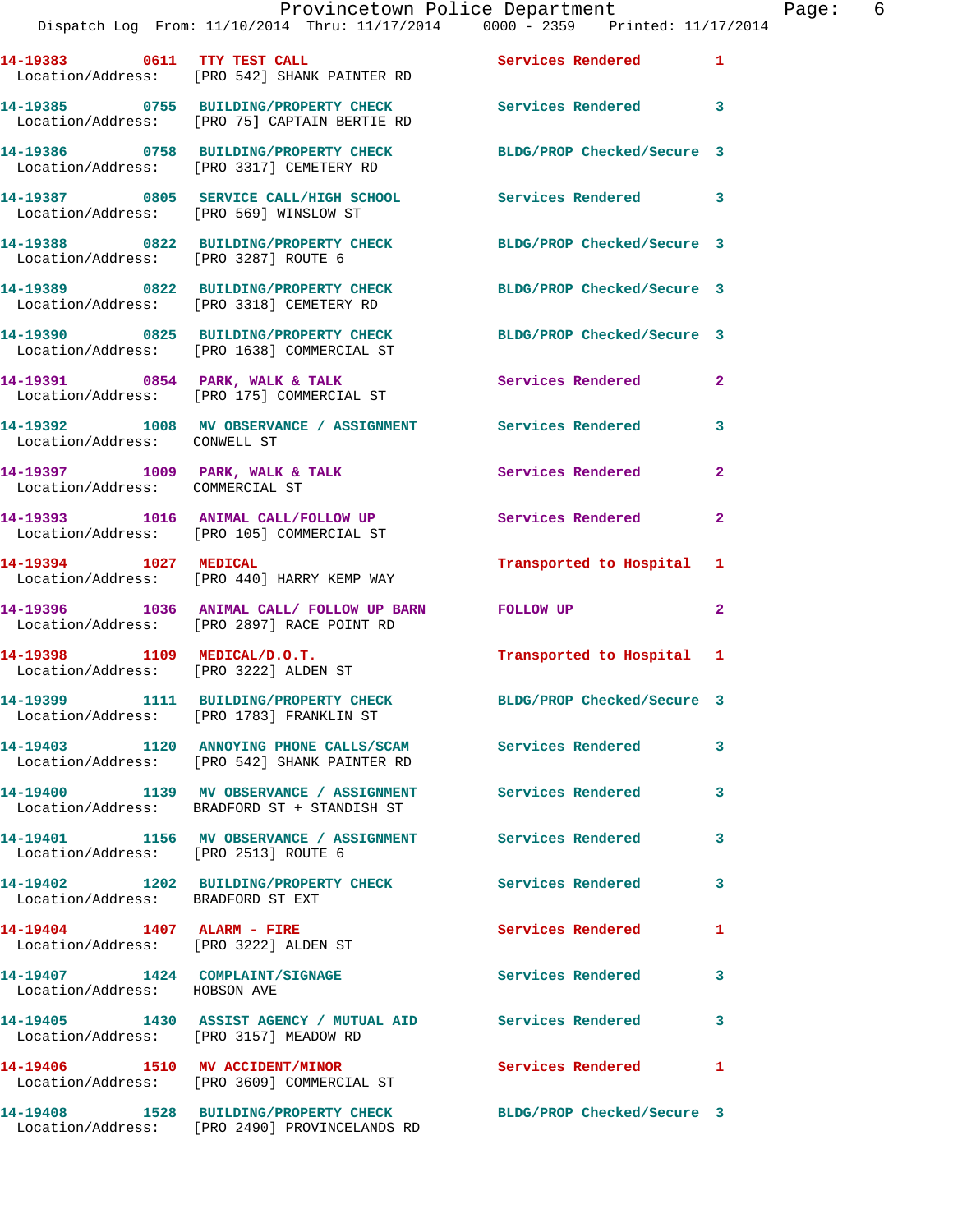14-19383 0611 TTY TEST CALL Services Rendered 1
Location/Address: [PRO 542] SHANK PAINTER RD

14-19385 0755 BUILDING/PROPERTY CHECK Services Rendered 3
Location/Address: [PRO 75] CAPTAIN BERTIE RD

14-19386 0758 BUILDING/PROPERTY CHECK BLDG/PROP Checked/Secure 3
Location/Address: [PRO 3317] CEMETERY RD

14-19387 0805 SERVICE CALL/HIGH SCHOOL Services Rendered 3
Location/Address: [PRO 569] WINSLOW ST

14-19388 0822 BUILDING/PROPERTY CHECK BLDG/PROP Checked/Secure 3
Location/Address: [PRO 3287] ROUTE 6

14-19389 0822 BUILDING/PROPERTY CHECK BLDG/PROP Checked/Secure 3
Location/Address: [PRO 3318] CEMETERY RD

14-19390 0825 BUILDING/PROPERTY CHECK BLDG/PROP Checked/Secure 3
Location/Address: [PRO 1638] COMMERCIAL ST

14-19391 0854 PARK, WALK & TALK Services Rendered 2
Location/Address: [PRO 175] COMMERCIAL ST

14-19392 1008 MV OBSERVANCE / ASSIGNMENT Services Rendered 3
Location/Address: CONWELL ST

14-19397 1009 PARK, WALK & TALK Services Rendered 2
Location/Address: COMMERCIAL ST

14-19393 1016 ANIMAL CALL/FOLLOW UP Services Rendered 2
Location/Address: [PRO 105] COMMERCIAL ST

14-19394 1027 MEDICAL Transported to Hospital 1
Location/Address: [PRO 440] HARRY KEMP WAY

14-19396 1036 ANIMAL CALL/ FOLLOW UP BARN FOLLOW UP 2
Location/Address: [PRO 2897] RACE POINT RD

14-19398 1109 MEDICAL/D.O.T. Transported to Hospital 1
Location/Address: [PRO 3222] ALDEN ST

14-19399 1111 BUILDING/PROPERTY CHECK BLDG/PROP Checked/Secure 3
Location/Address: [PRO 1783] FRANKLIN ST

14-19403 1120 ANNOYING PHONE CALLS/SCAM Services Rendered 3
Location/Address: [PRO 542] SHANK PAINTER RD

14-19400 1139 MV OBSERVANCE / ASSIGNMENT Services Rendered 3
Location/Address: BRADFORD ST + STANDISH ST

14-19401 1156 MV OBSERVANCE / ASSIGNMENT Services Rendered 3
Location/Address: [PRO 2513] ROUTE 6

14-19402 1202 BUILDING/PROPERTY CHECK Services Rendered 3
Location/Address: BRADFORD ST EXT

14-19404 1407 ALARM - FIRE Services Rendered 1
Location/Address: [PRO 3222] ALDEN ST

14-19407 1424 COMPLAINT/SIGNAGE Services Rendered 3
Location/Address: HOBSON AVE

14-19405 1430 ASSIST AGENCY / MUTUAL AID Services Rendered 3
Location/Address: [PRO 3157] MEADOW RD

14-19406 1510 MV ACCIDENT/MINOR Services Rendered 1
Location/Address: [PRO 3609] COMMERCIAL ST

14-19408 1528 BUILDING/PROPERTY CHECK BLDG/PROP Checked/Secure 3
Location/Address: [PRO 2490] PROVINCELANDS RD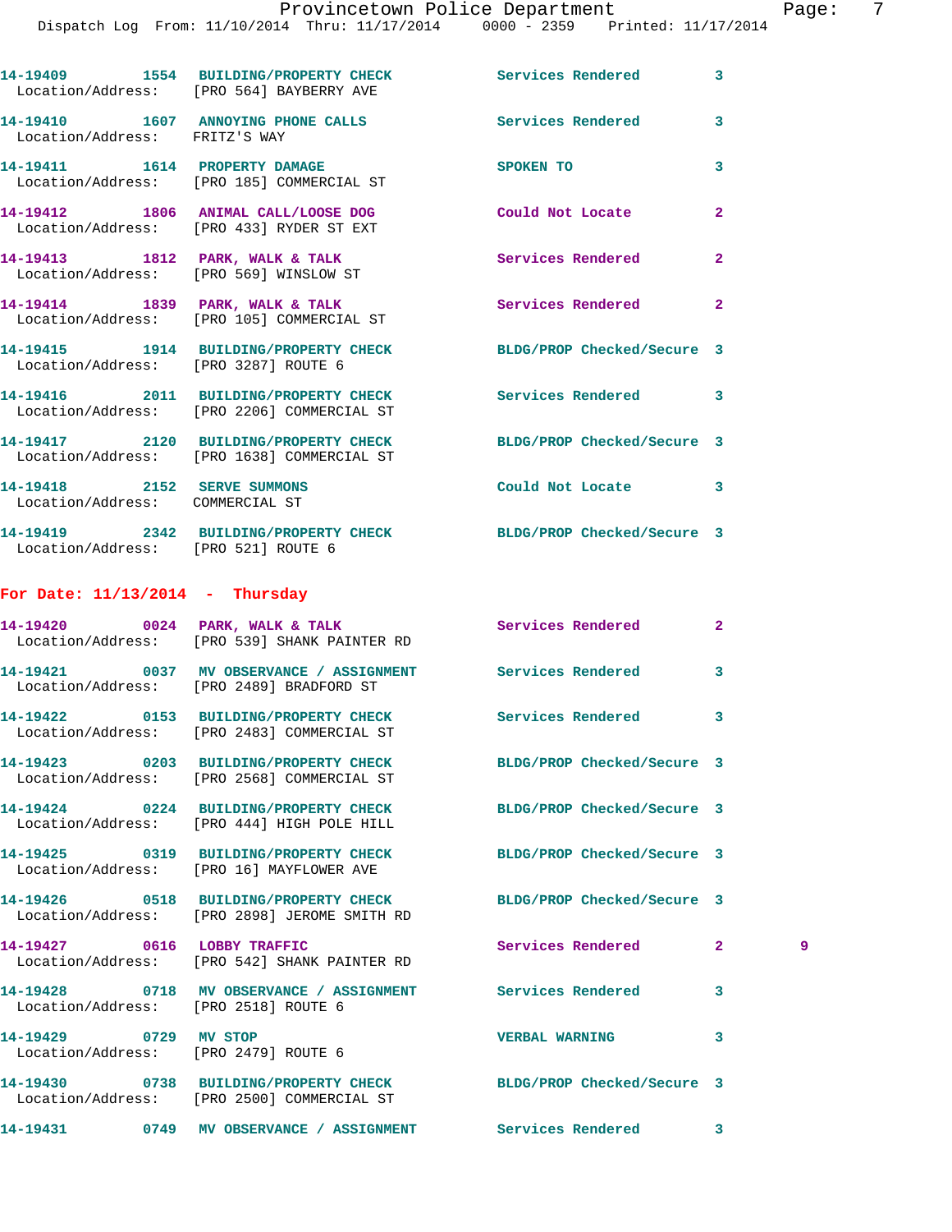14-19409 1554 BUILDING/PROPERTY CHECK Services Rendered 3
Location/Address: [PRO 564] BAYBERRY AVE

14-19410 1607 ANNOYING PHONE CALLS Services Rendered 3
Location/Address: FRITZ'S WAY

14-19411 1614 PROPERTY DAMAGE SPOKEN TO 3
Location/Address: [PRO 185] COMMERCIAL ST

14-19412 1806 ANIMAL CALL/LOOSE DOG Could Not Locate 2
Location/Address: [PRO 433] RYDER ST EXT

14-19413 1812 PARK, WALK & TALK Services Rendered 2
Location/Address: [PRO 569] WINSLOW ST

14-19414 1839 PARK, WALK & TALK Services Rendered 2
Location/Address: [PRO 105] COMMERCIAL ST

14-19415 1914 BUILDING/PROPERTY CHECK BLDG/PROP Checked/Secure 3
Location/Address: [PRO 3287] ROUTE 6

14-19416 2011 BUILDING/PROPERTY CHECK Services Rendered 3
Location/Address: [PRO 2206] COMMERCIAL ST

14-19417 2120 BUILDING/PROPERTY CHECK BLDG/PROP Checked/Secure 3
Location/Address: [PRO 1638] COMMERCIAL ST

14-19418 2152 SERVE SUMMONS Could Not Locate 3
Location/Address: COMMERCIAL ST

14-19419 2342 BUILDING/PROPERTY CHECK BLDG/PROP Checked/Secure 3
Location/Address: [PRO 521] ROUTE 6

**For Date: 11/13/2014 - Thursday**

14-19420 0024 PARK, WALK & TALK Services Rendered 2
Location/Address: [PRO 539] SHANK PAINTER RD

14-19421 0037 MV OBSERVANCE / ASSIGNMENT Services Rendered 3
Location/Address: [PRO 2489] BRADFORD ST

14-19422 0153 BUILDING/PROPERTY CHECK Services Rendered 3
Location/Address: [PRO 2483] COMMERCIAL ST

14-19423 0203 BUILDING/PROPERTY CHECK BLDG/PROP Checked/Secure 3
Location/Address: [PRO 2568] COMMERCIAL ST

14-19424 0224 BUILDING/PROPERTY CHECK BLDG/PROP Checked/Secure 3
Location/Address: [PRO 444] HIGH POLE HILL

14-19425 0319 BUILDING/PROPERTY CHECK BLDG/PROP Checked/Secure 3
Location/Address: [PRO 16] MAYFLOWER AVE

14-19426 0518 BUILDING/PROPERTY CHECK BLDG/PROP Checked/Secure 3
Location/Address: [PRO 2898] JEROME SMITH RD

14-19427 0616 LOBBY TRAFFIC Services Rendered 2 9
Location/Address: [PRO 542] SHANK PAINTER RD

14-19428 0718 MV OBSERVANCE / ASSIGNMENT Services Rendered 3
Location/Address: [PRO 2518] ROUTE 6

14-19429 0729 MV STOP VERBAL WARNING 3
Location/Address: [PRO 2479] ROUTE 6

14-19430 0738 BUILDING/PROPERTY CHECK BLDG/PROP Checked/Secure 3
Location/Address: [PRO 2500] COMMERCIAL ST

14-19431 0749 MV OBSERVANCE / ASSIGNMENT Services Rendered 3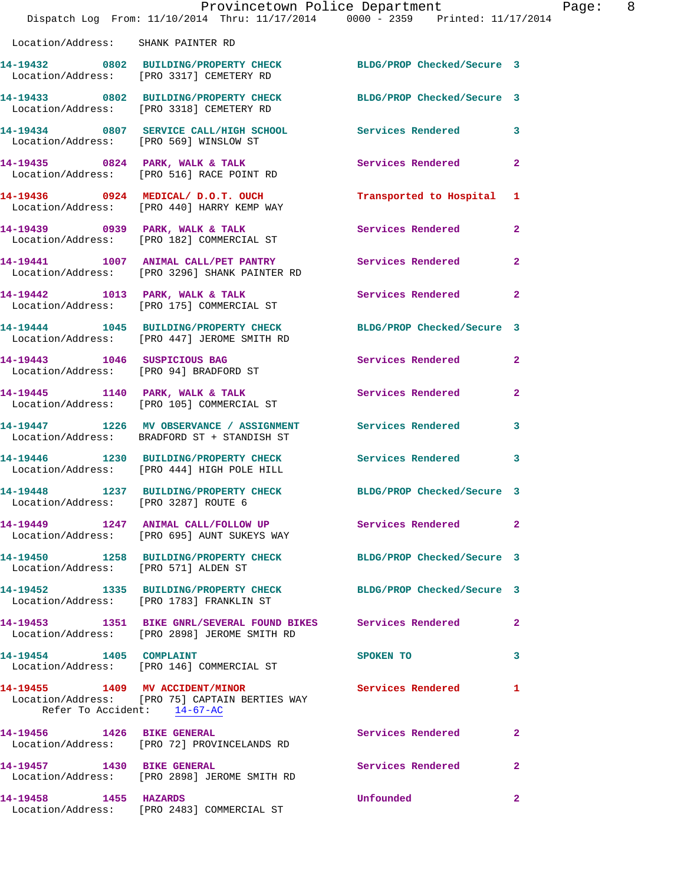Location/Address: SHANK PAINTER RD

**14-19432 0802 BUILDING/PROPERTY CHECK** BLDG/PROP Checked/Secure 3
Location/Address: [PRO 3317] CEMETERY RD

**14-19433 0802 BUILDING/PROPERTY CHECK** BLDG/PROP Checked/Secure 3
Location/Address: [PRO 3318] CEMETERY RD

**14-19434 0807 SERVICE CALL/HIGH SCHOOL** Services Rendered 3
Location/Address: [PRO 569] WINSLOW ST

**14-19435 0824 PARK, WALK & TALK** Services Rendered 2
Location/Address: [PRO 516] RACE POINT RD

**14-19436 0924 MEDICAL/ D.O.T. OUCH** Transported to Hospital 1
Location/Address: [PRO 440] HARRY KEMP WAY

**14-19439 0939 PARK, WALK & TALK** Services Rendered 2
Location/Address: [PRO 182] COMMERCIAL ST

**14-19441 1007 ANIMAL CALL/PET PANTRY** Services Rendered 2
Location/Address: [PRO 3296] SHANK PAINTER RD

**14-19442 1013 PARK, WALK & TALK** Services Rendered 2
Location/Address: [PRO 175] COMMERCIAL ST

**14-19444 1045 BUILDING/PROPERTY CHECK** BLDG/PROP Checked/Secure 3
Location/Address: [PRO 447] JEROME SMITH RD

**14-19443 1046 SUSPICIOUS BAG** Services Rendered 2
Location/Address: [PRO 94] BRADFORD ST

**14-19445 1140 PARK, WALK & TALK** Services Rendered 2
Location/Address: [PRO 105] COMMERCIAL ST

**14-19447 1226 MV OBSERVANCE / ASSIGNMENT** Services Rendered 3
Location/Address: BRADFORD ST + STANDISH ST

**14-19446 1230 BUILDING/PROPERTY CHECK** Services Rendered 3
Location/Address: [PRO 444] HIGH POLE HILL

**14-19448 1237 BUILDING/PROPERTY CHECK** BLDG/PROP Checked/Secure 3
Location/Address: [PRO 3287] ROUTE 6

**14-19449 1247 ANIMAL CALL/FOLLOW UP** Services Rendered 2
Location/Address: [PRO 695] AUNT SUKEYS WAY

**14-19450 1258 BUILDING/PROPERTY CHECK** BLDG/PROP Checked/Secure 3
Location/Address: [PRO 571] ALDEN ST

**14-19452 1335 BUILDING/PROPERTY CHECK** BLDG/PROP Checked/Secure 3
Location/Address: [PRO 1783] FRANKLIN ST

**14-19453 1351 BIKE GNRL/SEVERAL FOUND BIKES** Services Rendered 2
Location/Address: [PRO 2898] JEROME SMITH RD

**14-19454 1405 COMPLAINT** SPOKEN TO 3
Location/Address: [PRO 146] COMMERCIAL ST

**14-19455 1409 MV ACCIDENT/MINOR** Services Rendered 1
Location/Address: [PRO 75] CAPTAIN BERTIES WAY
Refer To Accident: 14-67-AC

**14-19456 1426 BIKE GENERAL** Services Rendered 2
Location/Address: [PRO 72] PROVINCELANDS RD

**14-19457 1430 BIKE GENERAL** Services Rendered 2
Location/Address: [PRO 2898] JEROME SMITH RD

**14-19458 1455 HAZARDS** Unfounded 2
Location/Address: [PRO 2483] COMMERCIAL ST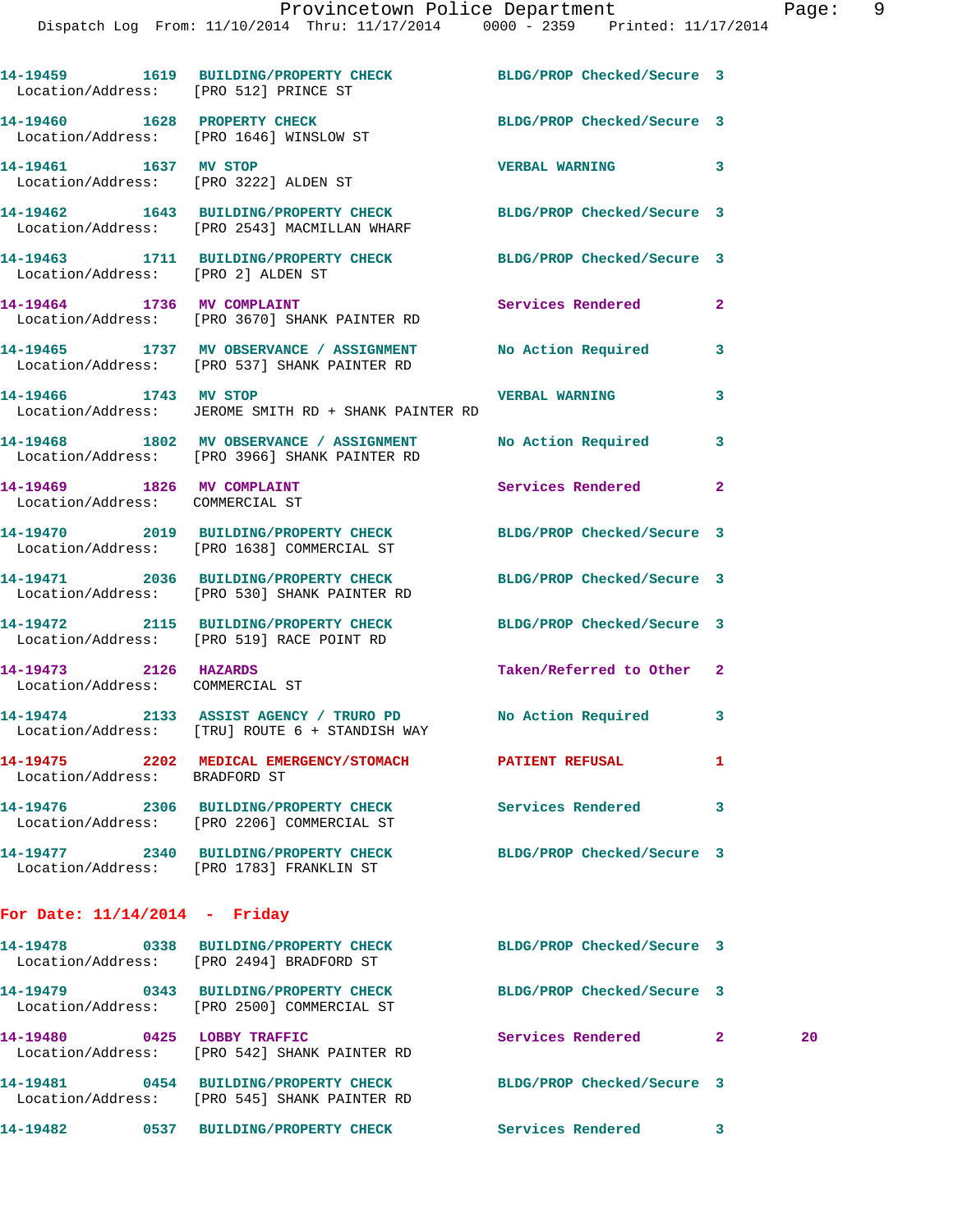14-19459 1619 BUILDING/PROPERTY CHECK BLDG/PROP Checked/Secure 3
Location/Address: [PRO 512] PRINCE ST

14-19460 1628 PROPERTY CHECK BLDG/PROP Checked/Secure 3
Location/Address: [PRO 1646] WINSLOW ST

14-19461 1637 MV STOP VERBAL WARNING 3
Location/Address: [PRO 3222] ALDEN ST

14-19462 1643 BUILDING/PROPERTY CHECK BLDG/PROP Checked/Secure 3
Location/Address: [PRO 2543] MACMILLAN WHARF

14-19463 1711 BUILDING/PROPERTY CHECK BLDG/PROP Checked/Secure 3
Location/Address: [PRO 2] ALDEN ST

14-19464 1736 MV COMPLAINT Services Rendered 2
Location/Address: [PRO 3670] SHANK PAINTER RD

14-19465 1737 MV OBSERVANCE / ASSIGNMENT No Action Required 3
Location/Address: [PRO 537] SHANK PAINTER RD

14-19466 1743 MV STOP VERBAL WARNING 3
Location/Address: JEROME SMITH RD + SHANK PAINTER RD

14-19468 1802 MV OBSERVANCE / ASSIGNMENT No Action Required 3
Location/Address: [PRO 3966] SHANK PAINTER RD

14-19469 1826 MV COMPLAINT Services Rendered 2
Location/Address: COMMERCIAL ST

14-19470 2019 BUILDING/PROPERTY CHECK BLDG/PROP Checked/Secure 3
Location/Address: [PRO 1638] COMMERCIAL ST

14-19471 2036 BUILDING/PROPERTY CHECK BLDG/PROP Checked/Secure 3
Location/Address: [PRO 530] SHANK PAINTER RD

14-19472 2115 BUILDING/PROPERTY CHECK BLDG/PROP Checked/Secure 3
Location/Address: [PRO 519] RACE POINT RD

14-19473 2126 HAZARDS Taken/Referred to Other 2
Location/Address: COMMERCIAL ST

14-19474 2133 ASSIST AGENCY / TRURO PD No Action Required 3
Location/Address: [TRU] ROUTE 6 + STANDISH WAY

14-19475 2202 MEDICAL EMERGENCY/STOMACH PATIENT REFUSAL 1
Location/Address: BRADFORD ST

14-19476 2306 BUILDING/PROPERTY CHECK Services Rendered 3
Location/Address: [PRO 2206] COMMERCIAL ST

14-19477 2340 BUILDING/PROPERTY CHECK BLDG/PROP Checked/Secure 3
Location/Address: [PRO 1783] FRANKLIN ST

## For Date: 11/14/2014 - Friday

14-19478 0338 BUILDING/PROPERTY CHECK BLDG/PROP Checked/Secure 3
Location/Address: [PRO 2494] BRADFORD ST

14-19479 0343 BUILDING/PROPERTY CHECK BLDG/PROP Checked/Secure 3
Location/Address: [PRO 2500] COMMERCIAL ST

14-19480 0425 LOBBY TRAFFIC Services Rendered 2 20
Location/Address: [PRO 542] SHANK PAINTER RD

14-19481 0454 BUILDING/PROPERTY CHECK BLDG/PROP Checked/Secure 3
Location/Address: [PRO 545] SHANK PAINTER RD

14-19482 0537 BUILDING/PROPERTY CHECK Services Rendered 3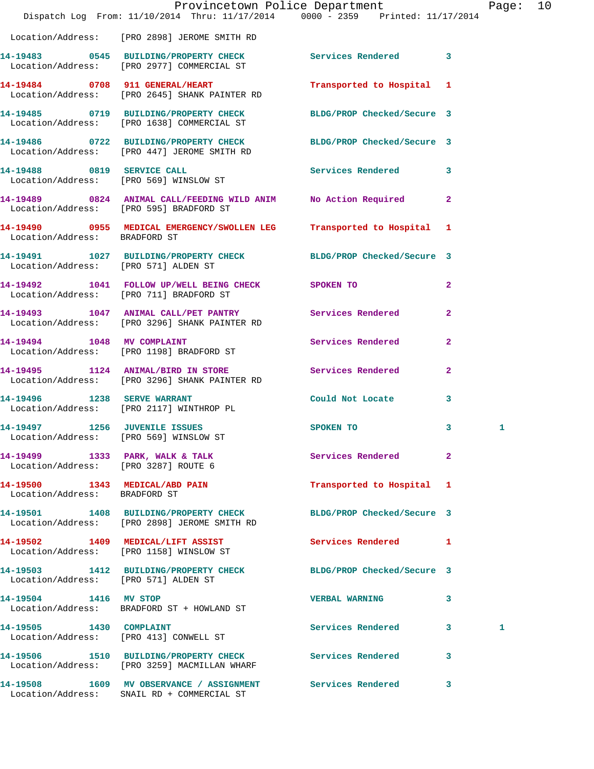Location/Address: [PRO 2898] JEROME SMITH RD

| Call # | Time | Call Reason | Action | Priority | |
|---|---|---|---|---|---|
| 14-19483 | 0545 | BUILDING/PROPERTY CHECK | Services Rendered | 3 | |
| | | Location/Address: [PRO 2977] COMMERCIAL ST | | | |
| 14-19484 | 0708 | 911 GENERAL/HEART | Transported to Hospital | 1 | |
| | | Location/Address: [PRO 2645] SHANK PAINTER RD | | | |
| 14-19485 | 0719 | BUILDING/PROPERTY CHECK | BLDG/PROP Checked/Secure | 3 | |
| | | Location/Address: [PRO 1638] COMMERCIAL ST | | | |
| 14-19486 | 0722 | BUILDING/PROPERTY CHECK | BLDG/PROP Checked/Secure | 3 | |
| | | Location/Address: [PRO 447] JEROME SMITH RD | | | |
| 14-19488 | 0819 | SERVICE CALL | Services Rendered | 3 | |
| | | Location/Address: [PRO 569] WINSLOW ST | | | |
| 14-19489 | 0824 | ANIMAL CALL/FEEDING WILD ANIM | No Action Required | 2 | |
| | | Location/Address: [PRO 595] BRADFORD ST | | | |
| 14-19490 | 0955 | MEDICAL EMERGENCY/SWOLLEN LEG | Transported to Hospital | 1 | |
| | | Location/Address: BRADFORD ST | | | |
| 14-19491 | 1027 | BUILDING/PROPERTY CHECK | BLDG/PROP Checked/Secure | 3 | |
| | | Location/Address: [PRO 571] ALDEN ST | | | |
| 14-19492 | 1041 | FOLLOW UP/WELL BEING CHECK | SPOKEN TO | 2 | |
| | | Location/Address: [PRO 711] BRADFORD ST | | | |
| 14-19493 | 1047 | ANIMAL CALL/PET PANTRY | Services Rendered | 2 | |
| | | Location/Address: [PRO 3296] SHANK PAINTER RD | | | |
| 14-19494 | 1048 | MV COMPLAINT | Services Rendered | 2 | |
| | | Location/Address: [PRO 1198] BRADFORD ST | | | |
| 14-19495 | 1124 | ANIMAL/BIRD IN STORE | Services Rendered | 2 | |
| | | Location/Address: [PRO 3296] SHANK PAINTER RD | | | |
| 14-19496 | 1238 | SERVE WARRANT | Could Not Locate | 3 | |
| | | Location/Address: [PRO 2117] WINTHROP PL | | | |
| 14-19497 | 1256 | JUVENILE ISSUES | SPOKEN TO | 3 | 1 |
| | | Location/Address: [PRO 569] WINSLOW ST | | | |
| 14-19499 | 1333 | PARK, WALK & TALK | Services Rendered | 2 | |
| | | Location/Address: [PRO 3287] ROUTE 6 | | | |
| 14-19500 | 1343 | MEDICAL/ABD PAIN | Transported to Hospital | 1 | |
| | | Location/Address: BRADFORD ST | | | |
| 14-19501 | 1408 | BUILDING/PROPERTY CHECK | BLDG/PROP Checked/Secure | 3 | |
| | | Location/Address: [PRO 2898] JEROME SMITH RD | | | |
| 14-19502 | 1409 | MEDICAL/LIFT ASSIST | Services Rendered | 1 | |
| | | Location/Address: [PRO 1158] WINSLOW ST | | | |
| 14-19503 | 1412 | BUILDING/PROPERTY CHECK | BLDG/PROP Checked/Secure | 3 | |
| | | Location/Address: [PRO 571] ALDEN ST | | | |
| 14-19504 | 1416 | MV STOP | VERBAL WARNING | 3 | |
| | | Location/Address: BRADFORD ST + HOWLAND ST | | | |
| 14-19505 | 1430 | COMPLAINT | Services Rendered | 3 | 1 |
| | | Location/Address: [PRO 413] CONWELL ST | | | |
| 14-19506 | 1510 | BUILDING/PROPERTY CHECK | Services Rendered | 3 | |
| | | Location/Address: [PRO 3259] MACMILLAN WHARF | | | |
| 14-19508 | 1609 | MV OBSERVANCE / ASSIGNMENT | Services Rendered | 3 | |
| | | Location/Address: SNAIL RD + COMMERCIAL ST | | | |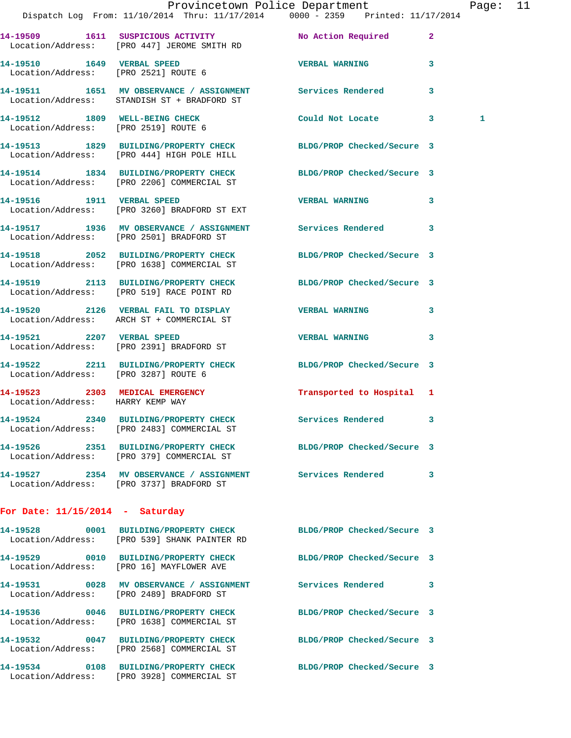| Call Number | Time | Call Reason | Action | Priority | |
|---|---|---|---|---|---|
| 14-19509 | 1611 | SUSPICIOUS ACTIVITY | No Action Required | 2 | |
| Location/Address: | [PRO 447] JEROME SMITH RD | | | | |
| 14-19510 | 1649 | VERBAL SPEED | VERBAL WARNING | 3 | |
| Location/Address: | [PRO 2521] ROUTE 6 | | | | |
| 14-19511 | 1651 | MV OBSERVANCE / ASSIGNMENT | Services Rendered | 3 | |
| Location/Address: | STANDISH ST + BRADFORD ST | | | | |
| 14-19512 | 1809 | WELL-BEING CHECK | Could Not Locate | 3 | 1 |
| Location/Address: | [PRO 2519] ROUTE 6 | | | | |
| 14-19513 | 1829 | BUILDING/PROPERTY CHECK | BLDG/PROP Checked/Secure | 3 | |
| Location/Address: | [PRO 444] HIGH POLE HILL | | | | |
| 14-19514 | 1834 | BUILDING/PROPERTY CHECK | BLDG/PROP Checked/Secure | 3 | |
| Location/Address: | [PRO 2206] COMMERCIAL ST | | | | |
| 14-19516 | 1911 | VERBAL SPEED | VERBAL WARNING | 3 | |
| Location/Address: | [PRO 3260] BRADFORD ST EXT | | | | |
| 14-19517 | 1936 | MV OBSERVANCE / ASSIGNMENT | Services Rendered | 3 | |
| Location/Address: | [PRO 2501] BRADFORD ST | | | | |
| 14-19518 | 2052 | BUILDING/PROPERTY CHECK | BLDG/PROP Checked/Secure | 3 | |
| Location/Address: | [PRO 1638] COMMERCIAL ST | | | | |
| 14-19519 | 2113 | BUILDING/PROPERTY CHECK | BLDG/PROP Checked/Secure | 3 | |
| Location/Address: | [PRO 519] RACE POINT RD | | | | |
| 14-19520 | 2126 | VERBAL FAIL TO DISPLAY | VERBAL WARNING | 3 | |
| Location/Address: | ARCH ST + COMMERCIAL ST | | | | |
| 14-19521 | 2207 | VERBAL SPEED | VERBAL WARNING | 3 | |
| Location/Address: | [PRO 2391] BRADFORD ST | | | | |
| 14-19522 | 2211 | BUILDING/PROPERTY CHECK | BLDG/PROP Checked/Secure | 3 | |
| Location/Address: | [PRO 3287] ROUTE 6 | | | | |
| 14-19523 | 2303 | MEDICAL EMERGENCY | Transported to Hospital | 1 | |
| Location/Address: | HARRY KEMP WAY | | | | |
| 14-19524 | 2340 | BUILDING/PROPERTY CHECK | Services Rendered | 3 | |
| Location/Address: | [PRO 2483] COMMERCIAL ST | | | | |
| 14-19526 | 2351 | BUILDING/PROPERTY CHECK | BLDG/PROP Checked/Secure | 3 | |
| Location/Address: | [PRO 379] COMMERCIAL ST | | | | |
| 14-19527 | 2354 | MV OBSERVANCE / ASSIGNMENT | Services Rendered | 3 | |
| Location/Address: | [PRO 3737] BRADFORD ST | | | | |

**For Date: 11/15/2014 - Saturday**

| Call Number | Time | Call Reason | Action | Priority |
|---|---|---|---|---|
| 14-19528 | 0001 | BUILDING/PROPERTY CHECK | BLDG/PROP Checked/Secure | 3 |
| Location/Address: | [PRO 539] SHANK PAINTER RD | | | |
| 14-19529 | 0010 | BUILDING/PROPERTY CHECK | BLDG/PROP Checked/Secure | 3 |
| Location/Address: | [PRO 16] MAYFLOWER AVE | | | |
| 14-19531 | 0028 | MV OBSERVANCE / ASSIGNMENT | Services Rendered | 3 |
| Location/Address: | [PRO 2489] BRADFORD ST | | | |
| 14-19536 | 0046 | BUILDING/PROPERTY CHECK | BLDG/PROP Checked/Secure | 3 |
| Location/Address: | [PRO 1638] COMMERCIAL ST | | | |
| 14-19532 | 0047 | BUILDING/PROPERTY CHECK | BLDG/PROP Checked/Secure | 3 |
| Location/Address: | [PRO 2568] COMMERCIAL ST | | | |
| 14-19534 | 0108 | BUILDING/PROPERTY CHECK | BLDG/PROP Checked/Secure | 3 |
| Location/Address: | [PRO 3928] COMMERCIAL ST | | | |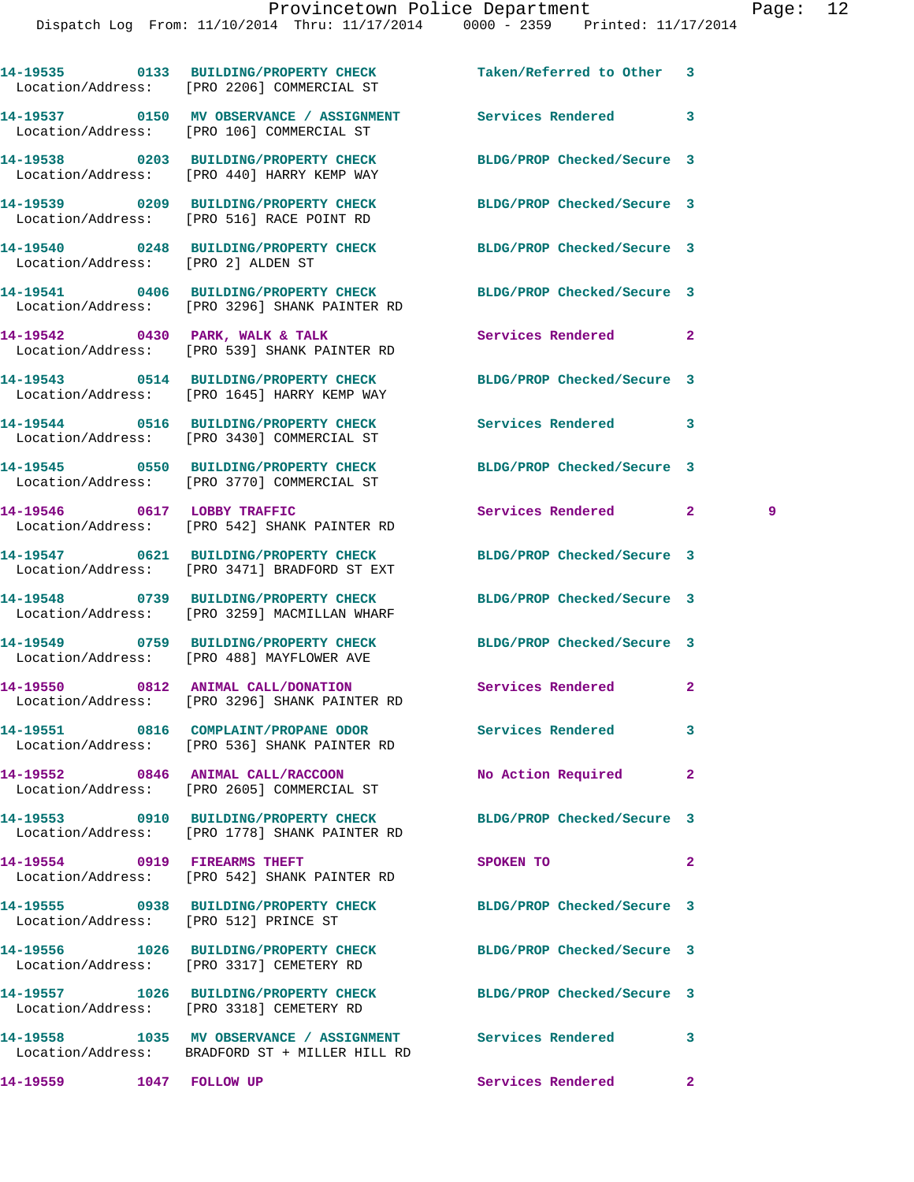14-19535 0133 BUILDING/PROPERTY CHECK Taken/Referred to Other 3
Location/Address: [PRO 2206] COMMERCIAL ST

14-19537 0150 MV OBSERVANCE / ASSIGNMENT Services Rendered 3
Location/Address: [PRO 106] COMMERCIAL ST

14-19538 0203 BUILDING/PROPERTY CHECK BLDG/PROP Checked/Secure 3
Location/Address: [PRO 440] HARRY KEMP WAY

14-19539 0209 BUILDING/PROPERTY CHECK BLDG/PROP Checked/Secure 3
Location/Address: [PRO 516] RACE POINT RD

14-19540 0248 BUILDING/PROPERTY CHECK BLDG/PROP Checked/Secure 3
Location/Address: [PRO 2] ALDEN ST

14-19541 0406 BUILDING/PROPERTY CHECK BLDG/PROP Checked/Secure 3
Location/Address: [PRO 3296] SHANK PAINTER RD

14-19542 0430 PARK, WALK & TALK Services Rendered 2
Location/Address: [PRO 539] SHANK PAINTER RD

14-19543 0514 BUILDING/PROPERTY CHECK BLDG/PROP Checked/Secure 3
Location/Address: [PRO 1645] HARRY KEMP WAY

14-19544 0516 BUILDING/PROPERTY CHECK Services Rendered 3
Location/Address: [PRO 3430] COMMERCIAL ST

14-19545 0550 BUILDING/PROPERTY CHECK BLDG/PROP Checked/Secure 3
Location/Address: [PRO 3770] COMMERCIAL ST

14-19546 0617 LOBBY TRAFFIC Services Rendered 2 9
Location/Address: [PRO 542] SHANK PAINTER RD

14-19547 0621 BUILDING/PROPERTY CHECK BLDG/PROP Checked/Secure 3
Location/Address: [PRO 3471] BRADFORD ST EXT

14-19548 0739 BUILDING/PROPERTY CHECK BLDG/PROP Checked/Secure 3
Location/Address: [PRO 3259] MACMILLAN WHARF

14-19549 0759 BUILDING/PROPERTY CHECK BLDG/PROP Checked/Secure 3
Location/Address: [PRO 488] MAYFLOWER AVE

14-19550 0812 ANIMAL CALL/DONATION Services Rendered 2
Location/Address: [PRO 3296] SHANK PAINTER RD

14-19551 0816 COMPLAINT/PROPANE ODOR Services Rendered 3
Location/Address: [PRO 536] SHANK PAINTER RD

14-19552 0846 ANIMAL CALL/RACCOON No Action Required 2
Location/Address: [PRO 2605] COMMERCIAL ST

14-19553 0910 BUILDING/PROPERTY CHECK BLDG/PROP Checked/Secure 3
Location/Address: [PRO 1778] SHANK PAINTER RD

14-19554 0919 FIREARMS THEFT SPOKEN TO 2
Location/Address: [PRO 542] SHANK PAINTER RD

14-19555 0938 BUILDING/PROPERTY CHECK BLDG/PROP Checked/Secure 3
Location/Address: [PRO 512] PRINCE ST

14-19556 1026 BUILDING/PROPERTY CHECK BLDG/PROP Checked/Secure 3
Location/Address: [PRO 3317] CEMETERY RD

14-19557 1026 BUILDING/PROPERTY CHECK BLDG/PROP Checked/Secure 3
Location/Address: [PRO 3318] CEMETERY RD

14-19558 1035 MV OBSERVANCE / ASSIGNMENT Services Rendered 3
Location/Address: BRADFORD ST + MILLER HILL RD

14-19559 1047 FOLLOW UP Services Rendered 2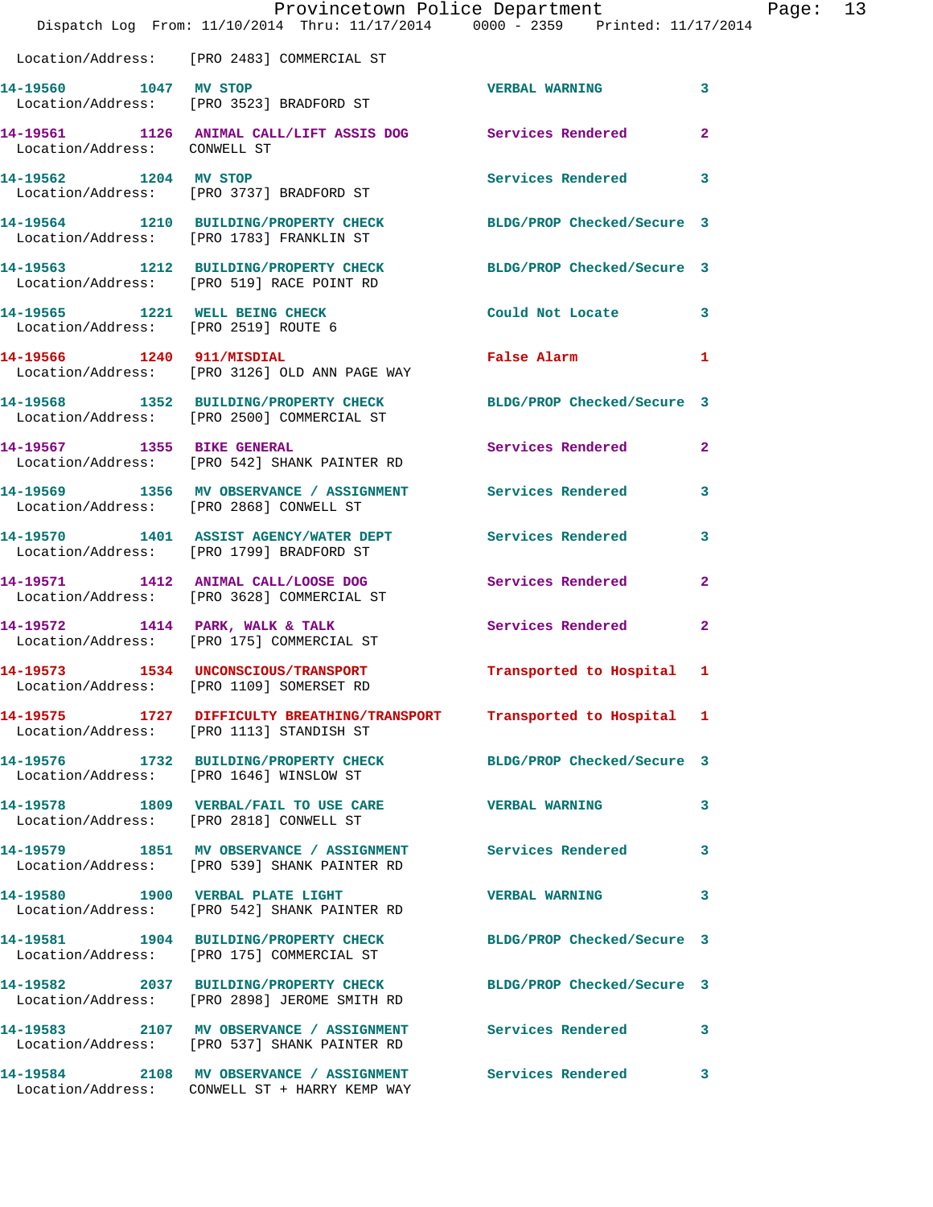Location/Address: [PRO 2483] COMMERCIAL ST

**14-19560 1047 MV STOP** VERBAL WARNING 3
Location/Address: [PRO 3523] BRADFORD ST

**14-19561 1126 ANIMAL CALL/LIFT ASSIS DOG** Services Rendered 2
Location/Address: CONWELL ST

**14-19562 1204 MV STOP** Services Rendered 3
Location/Address: [PRO 3737] BRADFORD ST

**14-19564 1210 BUILDING/PROPERTY CHECK** BLDG/PROP Checked/Secure 3
Location/Address: [PRO 1783] FRANKLIN ST

**14-19563 1212 BUILDING/PROPERTY CHECK** BLDG/PROP Checked/Secure 3
Location/Address: [PRO 519] RACE POINT RD

**14-19565 1221 WELL BEING CHECK** Could Not Locate 3
Location/Address: [PRO 2519] ROUTE 6

**14-19566 1240 911/MISDIAL** False Alarm 1
Location/Address: [PRO 3126] OLD ANN PAGE WAY

**14-19568 1352 BUILDING/PROPERTY CHECK** BLDG/PROP Checked/Secure 3
Location/Address: [PRO 2500] COMMERCIAL ST

**14-19567 1355 BIKE GENERAL** Services Rendered 2
Location/Address: [PRO 542] SHANK PAINTER RD

**14-19569 1356 MV OBSERVANCE / ASSIGNMENT** Services Rendered 3
Location/Address: [PRO 2868] CONWELL ST

**14-19570 1401 ASSIST AGENCY/WATER DEPT** Services Rendered 3
Location/Address: [PRO 1799] BRADFORD ST

**14-19571 1412 ANIMAL CALL/LOOSE DOG** Services Rendered 2
Location/Address: [PRO 3628] COMMERCIAL ST

**14-19572 1414 PARK, WALK & TALK** Services Rendered 2
Location/Address: [PRO 175] COMMERCIAL ST

**14-19573 1534 UNCONSCIOUS/TRANSPORT** Transported to Hospital 1
Location/Address: [PRO 1109] SOMERSET RD

**14-19575 1727 DIFFICULTY BREATHING/TRANSPORT** Transported to Hospital 1
Location/Address: [PRO 1113] STANDISH ST

**14-19576 1732 BUILDING/PROPERTY CHECK** BLDG/PROP Checked/Secure 3
Location/Address: [PRO 1646] WINSLOW ST

**14-19578 1809 VERBAL/FAIL TO USE CARE** VERBAL WARNING 3
Location/Address: [PRO 2818] CONWELL ST

**14-19579 1851 MV OBSERVANCE / ASSIGNMENT** Services Rendered 3
Location/Address: [PRO 539] SHANK PAINTER RD

**14-19580 1900 VERBAL PLATE LIGHT** VERBAL WARNING 3
Location/Address: [PRO 542] SHANK PAINTER RD

**14-19581 1904 BUILDING/PROPERTY CHECK** BLDG/PROP Checked/Secure 3
Location/Address: [PRO 175] COMMERCIAL ST

**14-19582 2037 BUILDING/PROPERTY CHECK** BLDG/PROP Checked/Secure 3
Location/Address: [PRO 2898] JEROME SMITH RD

**14-19583 2107 MV OBSERVANCE / ASSIGNMENT** Services Rendered 3
Location/Address: [PRO 537] SHANK PAINTER RD

**14-19584 2108 MV OBSERVANCE / ASSIGNMENT** Services Rendered 3
Location/Address: CONWELL ST + HARRY KEMP WAY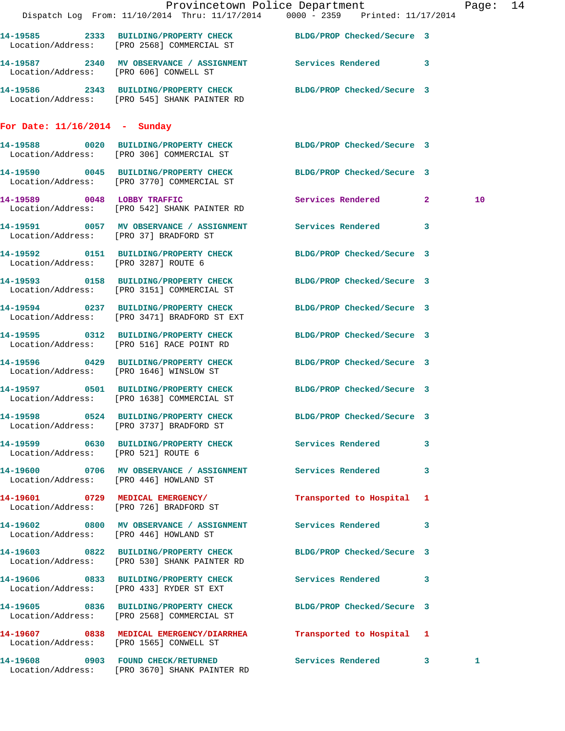14-19585 2333 BUILDING/PROPERTY CHECK BLDG/PROP Checked/Secure 3
Location/Address: [PRO 2568] COMMERCIAL ST

14-19587 2340 MV OBSERVANCE / ASSIGNMENT Services Rendered 3
Location/Address: [PRO 606] CONWELL ST

14-19586 2343 BUILDING/PROPERTY CHECK BLDG/PROP Checked/Secure 3
Location/Address: [PRO 545] SHANK PAINTER RD

## For Date: 11/16/2014 - Sunday

14-19588 0020 BUILDING/PROPERTY CHECK BLDG/PROP Checked/Secure 3
Location/Address: [PRO 306] COMMERCIAL ST

14-19590 0045 BUILDING/PROPERTY CHECK BLDG/PROP Checked/Secure 3
Location/Address: [PRO 3770] COMMERCIAL ST

14-19589 0048 LOBBY TRAFFIC Services Rendered 2 10
Location/Address: [PRO 542] SHANK PAINTER RD

14-19591 0057 MV OBSERVANCE / ASSIGNMENT Services Rendered 3
Location/Address: [PRO 37] BRADFORD ST

14-19592 0151 BUILDING/PROPERTY CHECK BLDG/PROP Checked/Secure 3
Location/Address: [PRO 3287] ROUTE 6

14-19593 0158 BUILDING/PROPERTY CHECK BLDG/PROP Checked/Secure 3
Location/Address: [PRO 3151] COMMERCIAL ST

14-19594 0237 BUILDING/PROPERTY CHECK BLDG/PROP Checked/Secure 3
Location/Address: [PRO 3471] BRADFORD ST EXT

14-19595 0312 BUILDING/PROPERTY CHECK BLDG/PROP Checked/Secure 3
Location/Address: [PRO 516] RACE POINT RD

14-19596 0429 BUILDING/PROPERTY CHECK BLDG/PROP Checked/Secure 3
Location/Address: [PRO 1646] WINSLOW ST

14-19597 0501 BUILDING/PROPERTY CHECK BLDG/PROP Checked/Secure 3
Location/Address: [PRO 1638] COMMERCIAL ST

14-19598 0524 BUILDING/PROPERTY CHECK BLDG/PROP Checked/Secure 3
Location/Address: [PRO 3737] BRADFORD ST

14-19599 0630 BUILDING/PROPERTY CHECK Services Rendered 3
Location/Address: [PRO 521] ROUTE 6

14-19600 0706 MV OBSERVANCE / ASSIGNMENT Services Rendered 3
Location/Address: [PRO 446] HOWLAND ST

14-19601 0729 MEDICAL EMERGENCY/ Transported to Hospital 1
Location/Address: [PRO 726] BRADFORD ST

14-19602 0800 MV OBSERVANCE / ASSIGNMENT Services Rendered 3
Location/Address: [PRO 446] HOWLAND ST

14-19603 0822 BUILDING/PROPERTY CHECK BLDG/PROP Checked/Secure 3
Location/Address: [PRO 530] SHANK PAINTER RD

14-19606 0833 BUILDING/PROPERTY CHECK Services Rendered 3
Location/Address: [PRO 433] RYDER ST EXT

14-19605 0836 BUILDING/PROPERTY CHECK BLDG/PROP Checked/Secure 3
Location/Address: [PRO 2568] COMMERCIAL ST

14-19607 0838 MEDICAL EMERGENCY/DIARRHEA Transported to Hospital 1
Location/Address: [PRO 1565] CONWELL ST

14-19608 0903 FOUND CHECK/RETURNED Services Rendered 3 1
Location/Address: [PRO 3670] SHANK PAINTER RD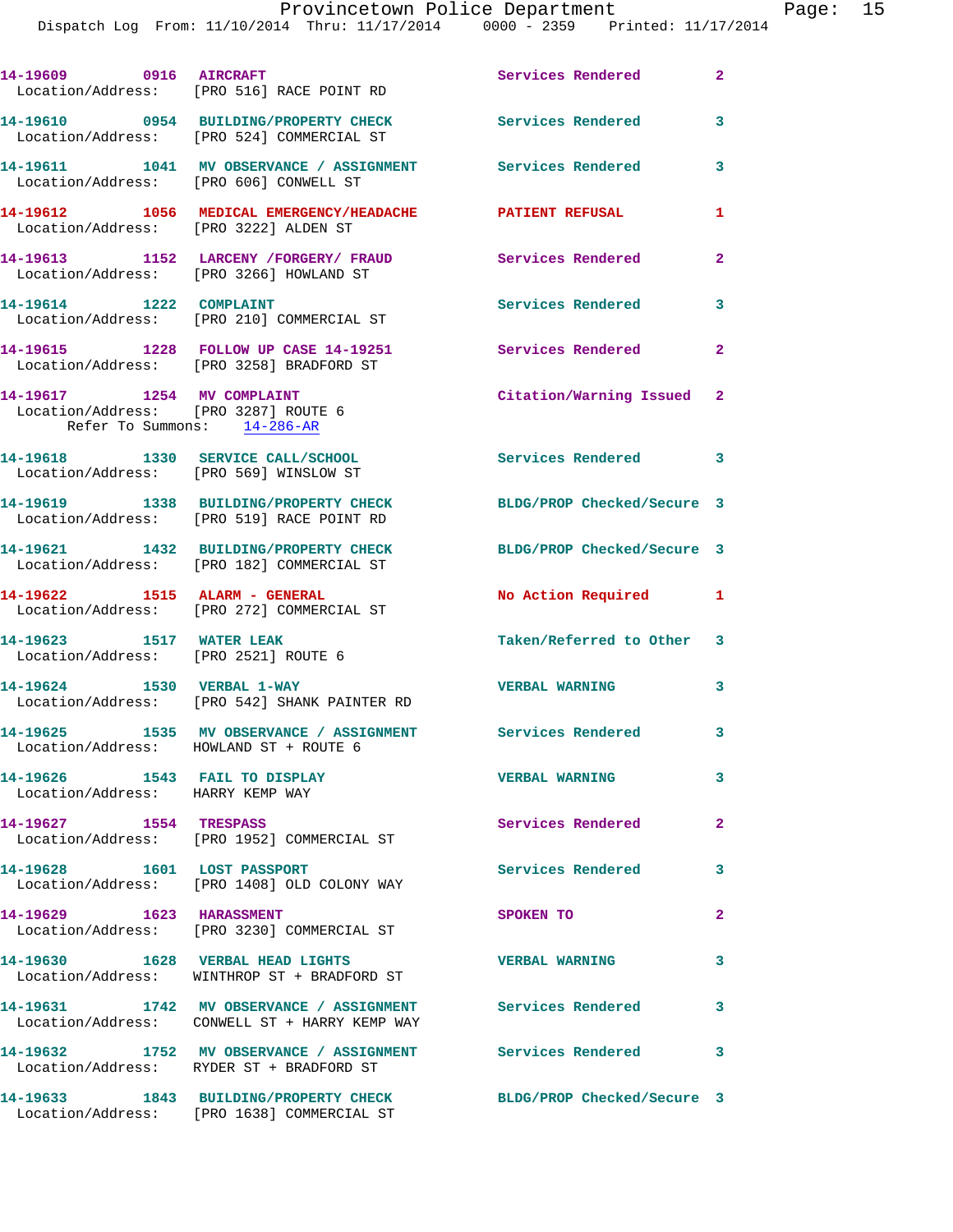14-19609 0916 AIRCRAFT Services Rendered 2
Location/Address: [PRO 516] RACE POINT RD

14-19610 0954 BUILDING/PROPERTY CHECK Services Rendered 3
Location/Address: [PRO 524] COMMERCIAL ST

14-19611 1041 MV OBSERVANCE / ASSIGNMENT Services Rendered 3
Location/Address: [PRO 606] CONWELL ST

14-19612 1056 MEDICAL EMERGENCY/HEADACHE PATIENT REFUSAL 1
Location/Address: [PRO 3222] ALDEN ST

14-19613 1152 LARCENY /FORGERY/ FRAUD Services Rendered 2
Location/Address: [PRO 3266] HOWLAND ST

14-19614 1222 COMPLAINT Services Rendered 3
Location/Address: [PRO 210] COMMERCIAL ST

14-19615 1228 FOLLOW UP CASE 14-19251 Services Rendered 2
Location/Address: [PRO 3258] BRADFORD ST

14-19617 1254 MV COMPLAINT Citation/Warning Issued 2
Location/Address: [PRO 3287] ROUTE 6
Refer To Summons: 14-286-AR

14-19618 1330 SERVICE CALL/SCHOOL Services Rendered 3
Location/Address: [PRO 569] WINSLOW ST

14-19619 1338 BUILDING/PROPERTY CHECK BLDG/PROP Checked/Secure 3
Location/Address: [PRO 519] RACE POINT RD

14-19621 1432 BUILDING/PROPERTY CHECK BLDG/PROP Checked/Secure 3
Location/Address: [PRO 182] COMMERCIAL ST

14-19622 1515 ALARM - GENERAL No Action Required 1
Location/Address: [PRO 272] COMMERCIAL ST

14-19623 1517 WATER LEAK Taken/Referred to Other 3
Location/Address: [PRO 2521] ROUTE 6

14-19624 1530 VERBAL 1-WAY VERBAL WARNING 3
Location/Address: [PRO 542] SHANK PAINTER RD

14-19625 1535 MV OBSERVANCE / ASSIGNMENT Services Rendered 3
Location/Address: HOWLAND ST + ROUTE 6

14-19626 1543 FAIL TO DISPLAY VERBAL WARNING 3
Location/Address: HARRY KEMP WAY

14-19627 1554 TRESPASS Services Rendered 2
Location/Address: [PRO 1952] COMMERCIAL ST

14-19628 1601 LOST PASSPORT Services Rendered 3
Location/Address: [PRO 1408] OLD COLONY WAY

14-19629 1623 HARASSMENT SPOKEN TO 2
Location/Address: [PRO 3230] COMMERCIAL ST

14-19630 1628 VERBAL HEAD LIGHTS VERBAL WARNING 3
Location/Address: WINTHROP ST + BRADFORD ST

14-19631 1742 MV OBSERVANCE / ASSIGNMENT Services Rendered 3
Location/Address: CONWELL ST + HARRY KEMP WAY

14-19632 1752 MV OBSERVANCE / ASSIGNMENT Services Rendered 3
Location/Address: RYDER ST + BRADFORD ST

14-19633 1843 BUILDING/PROPERTY CHECK BLDG/PROP Checked/Secure 3
Location/Address: [PRO 1638] COMMERCIAL ST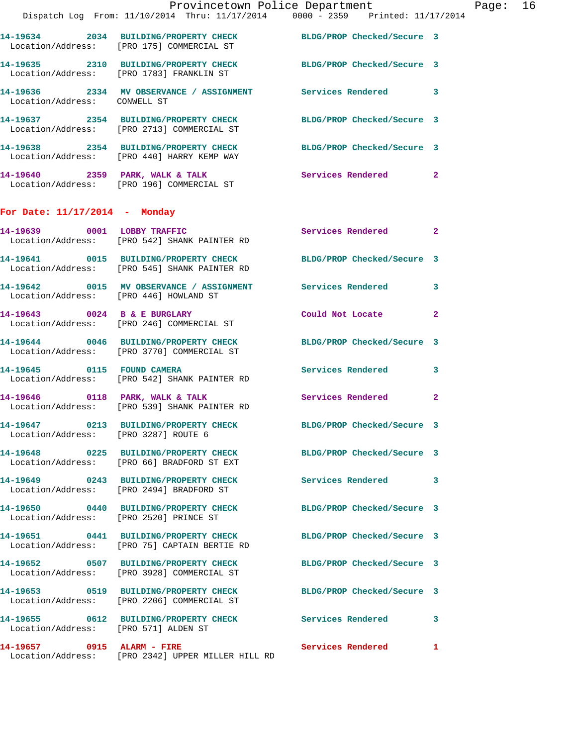14-19634 2034 BUILDING/PROPERTY CHECK BLDG/PROP Checked/Secure 3
Location/Address: [PRO 175] COMMERCIAL ST

14-19635 2310 BUILDING/PROPERTY CHECK BLDG/PROP Checked/Secure 3
Location/Address: [PRO 1783] FRANKLIN ST

14-19636 2334 MV OBSERVANCE / ASSIGNMENT Services Rendered 3
Location/Address: CONWELL ST

14-19637 2354 BUILDING/PROPERTY CHECK BLDG/PROP Checked/Secure 3
Location/Address: [PRO 2713] COMMERCIAL ST

14-19638 2354 BUILDING/PROPERTY CHECK BLDG/PROP Checked/Secure 3
Location/Address: [PRO 440] HARRY KEMP WAY

14-19640 2359 PARK, WALK & TALK Services Rendered 2
Location/Address: [PRO 196] COMMERCIAL ST

**For Date: 11/17/2014 - Monday**

14-19639 0001 LOBBY TRAFFIC Services Rendered 2
Location/Address: [PRO 542] SHANK PAINTER RD

14-19641 0015 BUILDING/PROPERTY CHECK BLDG/PROP Checked/Secure 3
Location/Address: [PRO 545] SHANK PAINTER RD

14-19642 0015 MV OBSERVANCE / ASSIGNMENT Services Rendered 3
Location/Address: [PRO 446] HOWLAND ST

14-19643 0024 B & E BURGLARY Could Not Locate 2
Location/Address: [PRO 246] COMMERCIAL ST

14-19644 0046 BUILDING/PROPERTY CHECK BLDG/PROP Checked/Secure 3
Location/Address: [PRO 3770] COMMERCIAL ST

14-19645 0115 FOUND CAMERA Services Rendered 3
Location/Address: [PRO 542] SHANK PAINTER RD

14-19646 0118 PARK, WALK & TALK Services Rendered 2
Location/Address: [PRO 539] SHANK PAINTER RD

14-19647 0213 BUILDING/PROPERTY CHECK BLDG/PROP Checked/Secure 3
Location/Address: [PRO 3287] ROUTE 6

14-19648 0225 BUILDING/PROPERTY CHECK BLDG/PROP Checked/Secure 3
Location/Address: [PRO 66] BRADFORD ST EXT

14-19649 0243 BUILDING/PROPERTY CHECK Services Rendered 3
Location/Address: [PRO 2494] BRADFORD ST

14-19650 0440 BUILDING/PROPERTY CHECK BLDG/PROP Checked/Secure 3
Location/Address: [PRO 2520] PRINCE ST

14-19651 0441 BUILDING/PROPERTY CHECK BLDG/PROP Checked/Secure 3
Location/Address: [PRO 75] CAPTAIN BERTIE RD

14-19652 0507 BUILDING/PROPERTY CHECK BLDG/PROP Checked/Secure 3
Location/Address: [PRO 3928] COMMERCIAL ST

14-19653 0519 BUILDING/PROPERTY CHECK BLDG/PROP Checked/Secure 3
Location/Address: [PRO 2206] COMMERCIAL ST

14-19655 0612 BUILDING/PROPERTY CHECK Services Rendered 3
Location/Address: [PRO 571] ALDEN ST

14-19657 0915 ALARM - FIRE Services Rendered 1
Location/Address: [PRO 2342] UPPER MILLER HILL RD